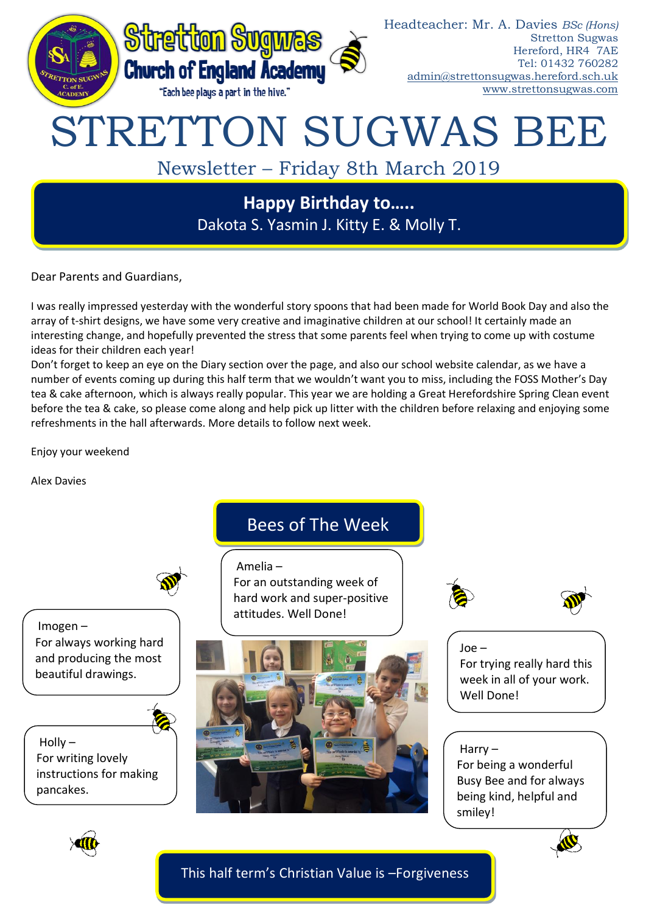Stretton Sugwas Church of England Academy

"Each bee plays a part in the hive."

Headteacher: Mr. A. Davies *BSc (Hons)*
Stretton Sugwas
Hereford, HR4 7AE
Tel: 01432 760282
admin@strettonsugwas.hereford.sch.uk
www.strettonsugwas.com

# STRETTON SUGWAS BEE

## Newsletter – Friday 8th March 2019

**Happy Birthday to…..**
Dakota S. Yasmin J. Kitty E. & Molly T.

Dear Parents and Guardians,

I was really impressed yesterday with the wonderful story spoons that had been made for World Book Day and also the array of t-shirt designs, we have some very creative and imaginative children at our school! It certainly made an interesting change, and hopefully prevented the stress that some parents feel when trying to come up with costume ideas for their children each year!

Don't forget to keep an eye on the Diary section over the page, and also our school website calendar, as we have a number of events coming up during this half term that we wouldn't want you to miss, including the FOSS Mother's Day tea & cake afternoon, which is always really popular. This year we are holding a Great Herefordshire Spring Clean event before the tea & cake, so please come along and help pick up litter with the children before relaxing and enjoying some refreshments in the hall afterwards. More details to follow next week.

Enjoy your weekend

Alex Davies

## Bees of The Week

Amelia –
For an outstanding week of hard work and super-positive attitudes. Well Done!

Imogen –
For always working hard and producing the most beautiful drawings.

Holly –
For writing lovely instructions for making pancakes.

Joe –
For trying really hard this week in all of your work. Well Done!

Harry –
For being a wonderful Busy Bee and for always being kind, helpful and smiley!

This half term's Christian Value is –Forgiveness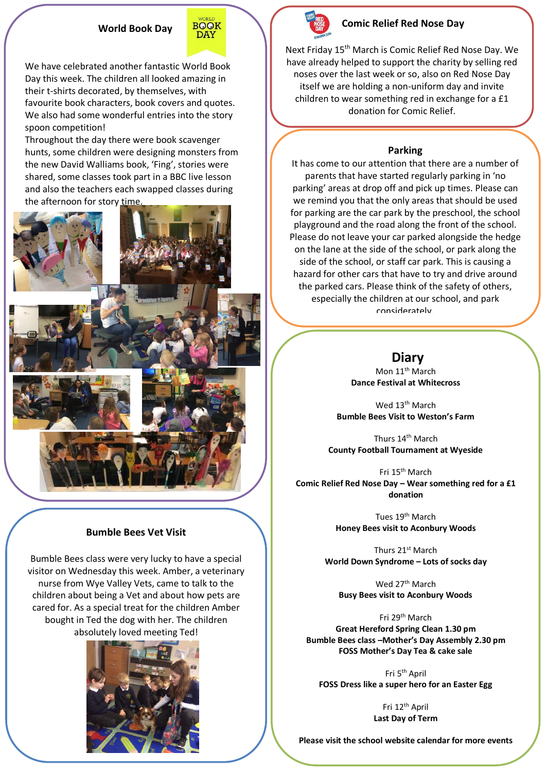## World Book Day

We have celebrated another fantastic World Book Day this week. The children all looked amazing in their t-shirts decorated, by themselves, with favourite book characters, book covers and quotes. We also had some wonderful entries into the story spoon competition!

Throughout the day there were book scavenger hunts, some children were designing monsters from the new David Walliams book, 'Fing', stories were shared, some classes took part in a BBC live lesson and also the teachers each swapped classes during the afternoon for story time.

## Bumble Bees Vet Visit

Bumble Bees class were very lucky to have a special visitor on Wednesday this week. Amber, a veterinary nurse from Wye Valley Vets, came to talk to the children about being a Vet and about how pets are cared for. As a special treat for the children Amber bought in Ted the dog with her. The children absolutely loved meeting Ted!

## Comic Relief Red Nose Day

Next Friday 15th March is Comic Relief Red Nose Day. We have already helped to support the charity by selling red noses over the last week or so, also on Red Nose Day itself we are holding a non-uniform day and invite children to wear something red in exchange for a £1 donation for Comic Relief.

## Parking

It has come to our attention that there are a number of parents that have started regularly parking in 'no parking' areas at drop off and pick up times. Please can we remind you that the only areas that should be used for parking are the car park by the preschool, the school playground and the road along the front of the school. Please do not leave your car parked alongside the hedge on the lane at the side of the school, or park along the side of the school, or staff car park. This is causing a hazard for other cars that have to try and drive around the parked cars. Please think of the safety of others, especially the children at our school, and park considerately.

## Diary

Mon 11th March
**Dance Festival at Whitecross**

Wed 13th March
**Bumble Bees Visit to Weston's Farm**

Thurs 14th March
**County Football Tournament at Wyeside**

Fri 15th March
**Comic Relief Red Nose Day – Wear something red for a £1 donation**

Tues 19th March
**Honey Bees visit to Aconbury Woods**

Thurs 21st March
**World Down Syndrome – Lots of socks day**

Wed 27th March
**Busy Bees visit to Aconbury Woods**

Fri 29th March
**Great Hereford Spring Clean 1.30 pm**
**Bumble Bees class –Mother's Day Assembly 2.30 pm**
**FOSS Mother's Day Tea & cake sale**

Fri 5th April
**FOSS Dress like a super hero for an Easter Egg**

Fri 12th April
**Last Day of Term**

**Please visit the school website calendar for more events**